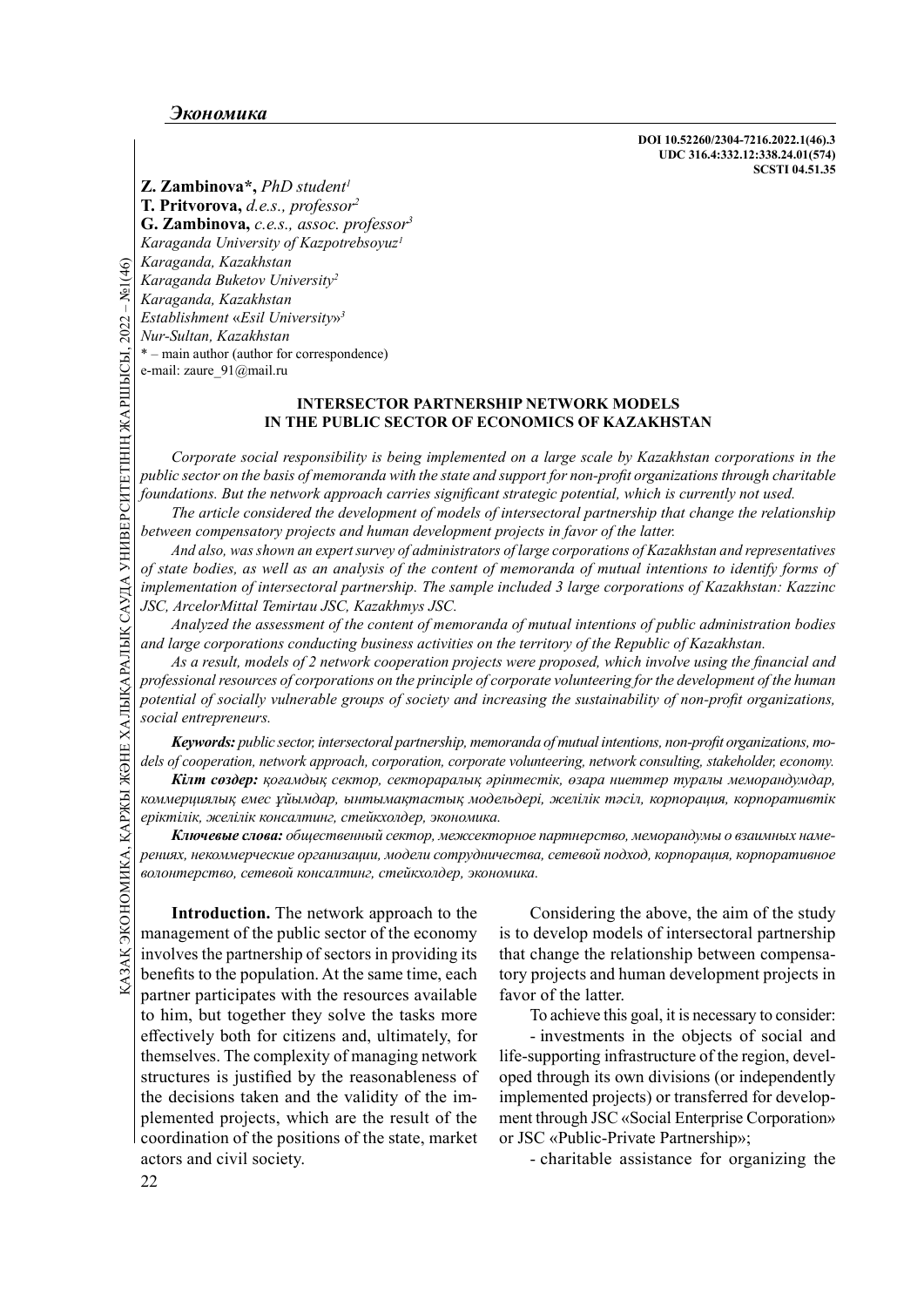DOI 10.52260/2304-7216.2022.1(46).3
UDC 316.4:332.12:338.24.01(574)
SCSTI 04.51.35

**Z. Zambinova\***, *PhD student*[1]
**T. Pritvorova**, *d.e.s., professor*[2]
**G. Zambinova**, *c.e.s., assoc. professor*[3]
*Karaganda University of Kazpotrebsoyuz*[1]
*Karaganda, Kazakhstan*
*Karaganda Buketov University*[2]
*Karaganda, Kazakhstan*
*Establishment «Esil University»*[3]
*Nur-Sultan, Kazakhstan*
\* – main author (author for correspondence)
e-mail: zaure_91@mail.ru

## INTERSECTOR PARTNERSHIP NETWORK MODELS IN THE PUBLIC SECTOR OF ECONOMICS OF KAZAKHSTAN

*Corporate social responsibility is being implemented on a large scale by Kazakhstan corporations in the public sector on the basis of memoranda with the state and support for non-profit organizations through charitable foundations. But the network approach carries significant strategic potential, which is currently not used.*

*The article considered the development of models of intersectoral partnership that change the relationship between compensatory projects and human development projects in favor of the latter.*

*And also, was shown an expert survey of administrators of large corporations of Kazakhstan and representatives of state bodies, as well as an analysis of the content of memoranda of mutual intentions to identify forms of implementation of intersectoral partnership. The sample included 3 large corporations of Kazakhstan: Kazzinc JSC, ArcelorMittal Temirtau JSC, Kazakhmys JSC.*

*Analyzed the assessment of the content of memoranda of mutual intentions of public administration bodies and large corporations conducting business activities on the territory of the Republic of Kazakhstan.*

*As a result, models of 2 network cooperation projects were proposed, which involve using the financial and professional resources of corporations on the principle of corporate volunteering for the development of the human potential of socially vulnerable groups of society and increasing the sustainability of non-profit organizations, social entrepreneurs.*

***Keywords:*** *public sector, intersectoral partnership, memoranda of mutual intentions, non-profit organizations, models of cooperation, network approach, corporation, corporate volunteering, network consulting, stakeholder, economy.*

***Кілт сөздер:*** *қоғамдық сектор, секторaралық әріптестік, өзара ниеттер туралы меморандумдар, коммерциялық емес ұйымдар, ынтымақтастық модельдері, желілік тәсіл, корпорация, корпоративтік еріктілік, желілік консалтинг, стейкхолдер, экономика.*

***Ключевые слова:*** *общественный сектор, межсекторное партнерство, меморандумы о взаимных намерениях, некоммерческие организации, модели сотрудничества, сетевой подход, корпоративное волонтерство, сетевой консалтинг, стейкхолдер, экономика.*

**Introduction.** The network approach to the management of the public sector of the economy involves the partnership of sectors in providing its benefits to the population. At the same time, each partner participates with the resources available to him, but together they solve the tasks more effectively both for citizens and, ultimately, for themselves. The complexity of managing network structures is justified by the reasonableness of the decisions taken and the validity of the implemented projects, which are the result of the coordination of the positions of the state, market actors and civil society.

Considering the above, the aim of the study is to develop models of intersectoral partnership that change the relationship between compensatory projects and human development projects in favor of the latter.

To achieve this goal, it is necessary to consider:

- investments in the objects of social and life-supporting infrastructure of the region, developed through its own divisions (or independently implemented projects) or transferred for development through JSC «Social Enterprise Corporation» or JSC «Public-Private Partnership»;
- charitable assistance for organizing the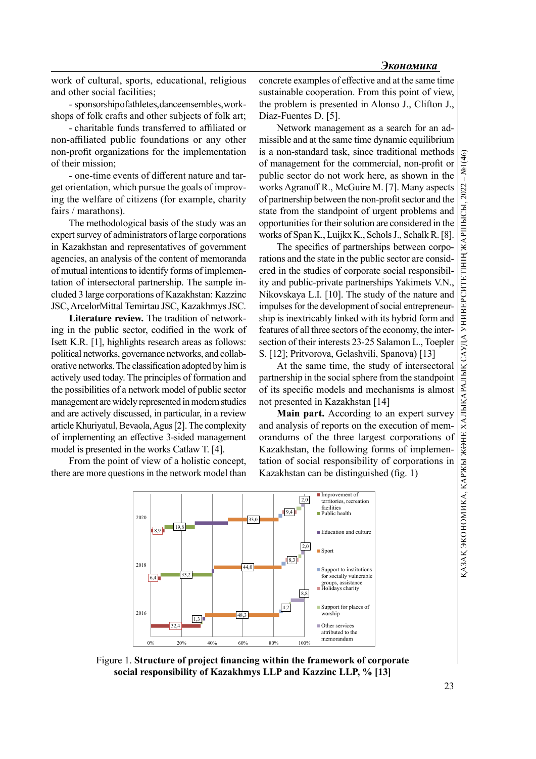work of cultural, sports, educational, religious and other social facilities;

- sponsorship of athletes, dance ensembles, workshops of folk crafts and other subjects of folk art;

- charitable funds transferred to affiliated or non-affiliated public foundations or any other non-profit organizations for the implementation of their mission;

- one-time events of different nature and target orientation, which pursue the goals of improving the welfare of citizens (for example, charity fairs / marathons).

The methodological basis of the study was an expert survey of administrators of large corporations in Kazakhstan and representatives of government agencies, an analysis of the content of memoranda of mutual intentions to identify forms of implementation of intersectoral partnership. The sample included 3 large corporations of Kazakhstan: Kazzinc JSC, ArcelorMittal Temirtau JSC, Kazakhmys JSC.

**Literature review.** The tradition of networking in the public sector, codified in the work of Isett K.R. [1], highlights research areas as follows: political networks, governance networks, and collaborative networks. The classification adopted by him is actively used today. The principles of formation and the possibilities of a network model of public sector management are widely represented in modern studies and are actively discussed, in particular, in a review article Khuriyatul, Bevaola, Agus [2]. The complexity of implementing an effective 3-sided management model is presented in the works Catlaw T. [4].

From the point of view of a holistic concept, there are more questions in the network model than concrete examples of effective and at the same time sustainable cooperation. From this point of view, the problem is presented in Alonso J., Clifton J., Díaz-Fuentes D. [5].

Network management as a search for an admissible and at the same time dynamic equilibrium is a non-standard task, since traditional methods of management for the commercial, non-profit or public sector do not work here, as shown in the works Agranoff R., McGuire M. [7]. Many aspects of partnership between the non-profit sector and the state from the standpoint of urgent problems and opportunities for their solution are considered in the works of Span K., Luijkx K., Schols J., Schalk R. [8].

The specifics of partnerships between corporations and the state in the public sector are considered in the studies of corporate social responsibility and public-private partnerships Yakimets V.N., Nikovskaya L.I. [10]. The study of the nature and impulses for the development of social entrepreneurship is inextricably linked with its hybrid form and features of all three sectors of the economy, the intersection of their interests 23-25 Salamon L., Toepler S. [12]; Pritvorova, Gelashvili, Spanova) [13]

At the same time, the study of intersectoral partnership in the social sphere from the standpoint of its specific models and mechanisms is almost not presented in Kazakhstan [14]

**Main part.** According to an expert survey and analysis of reports on the execution of memorandums of the three largest corporations of Kazakhstan, the following forms of implementation of social responsibility of corporations in Kazakhstan can be distinguished (fig. 1)

| Year | Improvement of territories, recreation facilities | Public health | Education and culture | Sport | Support to institutions for socially vulnerable groups, assistance | Holidays charity | Support for places of worship | Other services attributed to the memorandum |
|---|---|---|---|---|---|---|---|---|
| 2020 | 8,9 | 19,8 | | 33,0 | | 9,4 | | 2,0 |
| 2018 | 6,4 | 33,2 | | 44,0 | | 8,3 | | 2,0 |
| 2016 | 32,4 | | 1,3 | 48,3 | 4,2 | | | 8,8 |

Figure 1. **Structure of project financing within the framework of corporate social responsibility of Kazakhmys LLP and Kazzinc LLP, % [13]**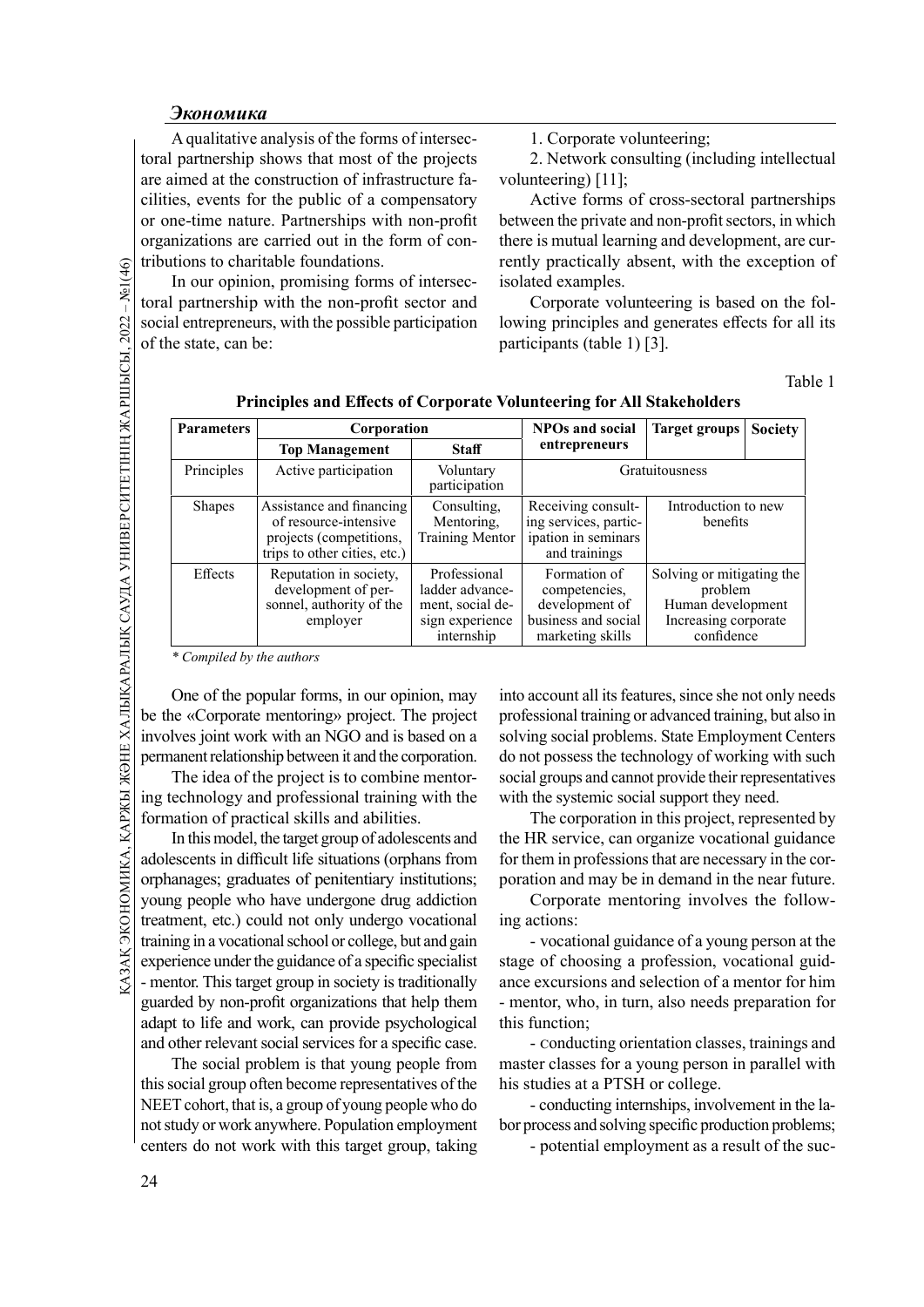A qualitative analysis of the forms of intersectoral partnership shows that most of the projects are aimed at the construction of infrastructure facilities, events for the public of a compensatory or one-time nature. Partnerships with non-profit organizations are carried out in the form of contributions to charitable foundations.

In our opinion, promising forms of intersectoral partnership with the non-profit sector and social entrepreneurs, with the possible participation of the state, can be:

1. Corporate volunteering;
2. Network consulting (including intellectual volunteering) [11];

Active forms of cross-sectoral partnerships between the private and non-profit sectors, in which there is mutual learning and development, are currently practically absent, with the exception of isolated examples.

Corporate volunteering is based on the following principles and generates effects for all its participants (table 1) [3].

Table 1

**Principles and Effects of Corporate Volunteering for All Stakeholders**

| Parameters | Corporation | | NPOs and social entrepreneurs | Target groups | Society |
|---|---|---|---|---|---|
| | Top Management | Staff | | | |
| Principles | Active participation | Voluntary participation | Gratuitousness | | |
| Shapes | Assistance and financing of resource-intensive projects (competitions, trips to other cities, etc.) | Consulting, Mentoring, Training Mentor | Receiving consulting services, participation in seminars and trainings | Introduction to new benefits | |
| Effects | Reputation in society, development of personnel, authority of the employer | Professional ladder advancement, social design experience internship | Formation of competencies, development of business and social marketing skills | Solving or mitigating the problem Human development Increasing corporate confidence | |

*\* Compiled by the authors*

One of the popular forms, in our opinion, may be the «Corporate mentoring» project. The project involves joint work with an NGO and is based on a permanent relationship between it and the corporation.

The idea of the project is to combine mentoring technology and professional training with the formation of practical skills and abilities.

In this model, the target group of adolescents and adolescents in difficult life situations (orphans from orphanages; graduates of penitentiary institutions; young people who have undergone drug addiction treatment, etc.) could not only undergo vocational training in a vocational school or college, but and gain experience under the guidance of a specific specialist - mentor. This target group in society is traditionally guarded by non-profit organizations that help them adapt to life and work, can provide psychological and other relevant social services for a specific case.

The social problem is that young people from this social group often become representatives of the NEET cohort, that is, a group of young people who do not study or work anywhere. Population employment centers do not work with this target group, taking into account all its features, since she not only needs professional training or advanced training, but also in solving social problems. State Employment Centers do not possess the technology of working with such social groups and cannot provide their representatives with the systemic social support they need.

The corporation in this project, represented by the HR service, can organize vocational guidance for them in professions that are necessary in the corporation and may be in demand in the near future.

Corporate mentoring involves the following actions:

- vocational guidance of a young person at the stage of choosing a profession, vocational guidance excursions and selection of a mentor for him - mentor, who, in turn, also needs preparation for this function;
- conducting orientation classes, trainings and master classes for a young person in parallel with his studies at a PTSH or college.
- conducting internships, involvement in the labor process and solving specific production problems;
- potential employment as a result of the suc-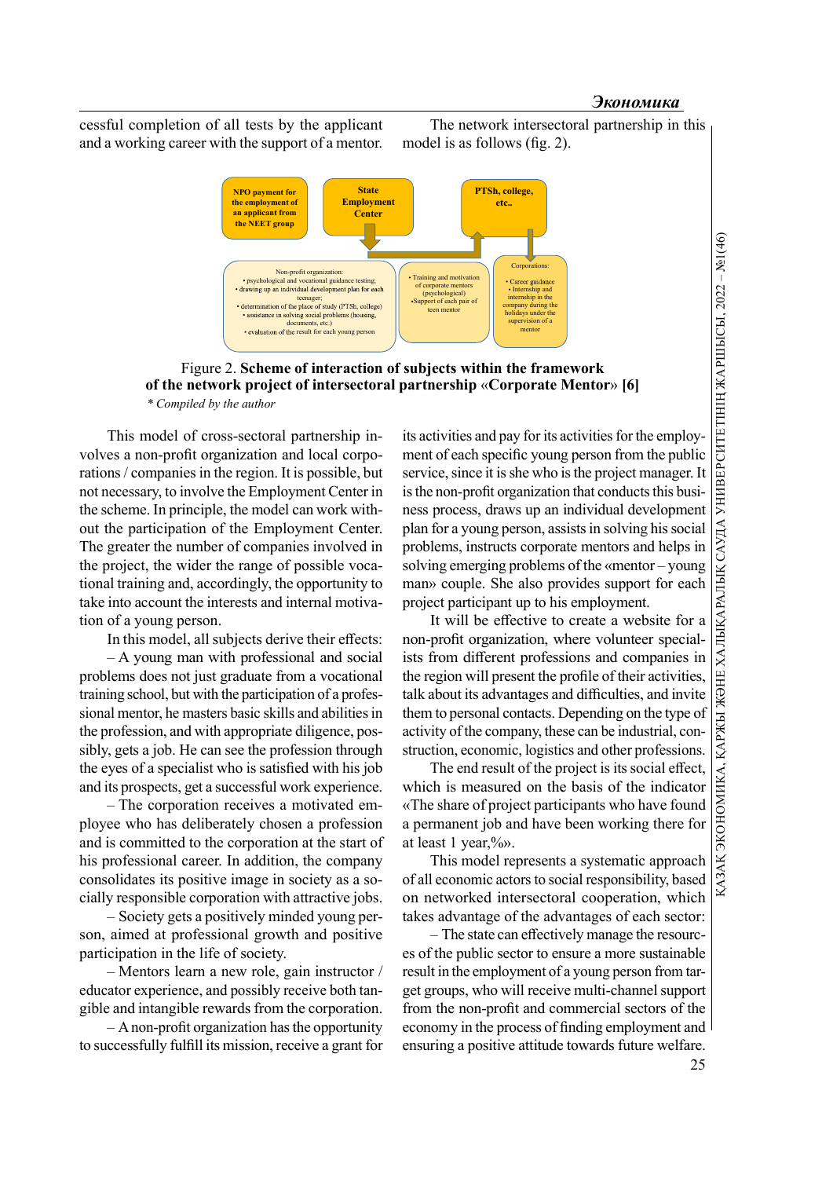cessful completion of all tests by the applicant and a working career with the support of a mentor.

The network intersectoral partnership in this model is as follows (fig. 2).

NPO payment for the employment of an applicant from the NEET group

State Employment Center

PTSh, college, etc..

Non-profit organization:
• psychological and vocational guidance testing;
• drawing up an individual development plan for each teenager;
• determination of the place of study (PTSh, college)
• assistance in solving social problems (housing, documents, etc.)
• evaluation of the result for each young person

• Training and motivation of corporate mentors (psychological)
•Support of each pair of teen mentor

Corporations:
• Career guidance
• Internship and internship in the company during the holidays under the supervision of a mentor

Figure 2. **Scheme of interaction of subjects within the framework of the network project of intersectoral partnership «Corporate Mentor» [6]**

*\* Compiled by the author*

This model of cross-sectoral partnership involves a non-profit organization and local corporations / companies in the region. It is possible, but not necessary, to involve the Employment Center in the scheme. In principle, the model can work without the participation of the Employment Center. The greater the number of companies involved in the project, the wider the range of possible vocational training and, accordingly, the opportunity to take into account the interests and internal motivation of a young person.

In this model, all subjects derive their effects:

– A young man with professional and social problems does not just graduate from a vocational training school, but with the participation of a professional mentor, he masters basic skills and abilities in the profession, and with appropriate diligence, possibly, gets a job. He can see the profession through the eyes of a specialist who is satisfied with his job and its prospects, get a successful work experience.

– The corporation receives a motivated employee who has deliberately chosen a profession and is committed to the corporation at the start of his professional career. In addition, the company consolidates its positive image in society as a socially responsible corporation with attractive jobs.

– Society gets a positively minded young person, aimed at professional growth and positive participation in the life of society.

– Mentors learn a new role, gain instructor / educator experience, and possibly receive both tangible and intangible rewards from the corporation.

– A non-profit organization has the opportunity to successfully fulfill its mission, receive a grant for its activities and pay for its activities for the employment of each specific young person from the public service, since it is she who is the project manager. It is the non-profit organization that conducts this business process, draws up an individual development plan for a young person, assists in solving his social problems, instructs corporate mentors and helps in solving emerging problems of the «mentor – young man» couple. She also provides support for each project participant up to his employment.

It will be effective to create a website for a non-profit organization, where volunteer specialists from different professions and companies in the region will present the profile of their activities, talk about its advantages and difficulties, and invite them to personal contacts. Depending on the type of activity of the company, these can be industrial, construction, economic, logistics and other professions.

The end result of the project is its social effect, which is measured on the basis of the indicator «The share of project participants who have found a permanent job and have been working there for at least 1 year,%».

This model represents a systematic approach of all economic actors to social responsibility, based on networked intersectoral cooperation, which takes advantage of the advantages of each sector:

– The state can effectively manage the resources of the public sector to ensure a more sustainable result in the employment of a young person from target groups, who will receive multi-channel support from the non-profit and commercial sectors of the economy in the process of finding employment and ensuring a positive attitude towards future welfare.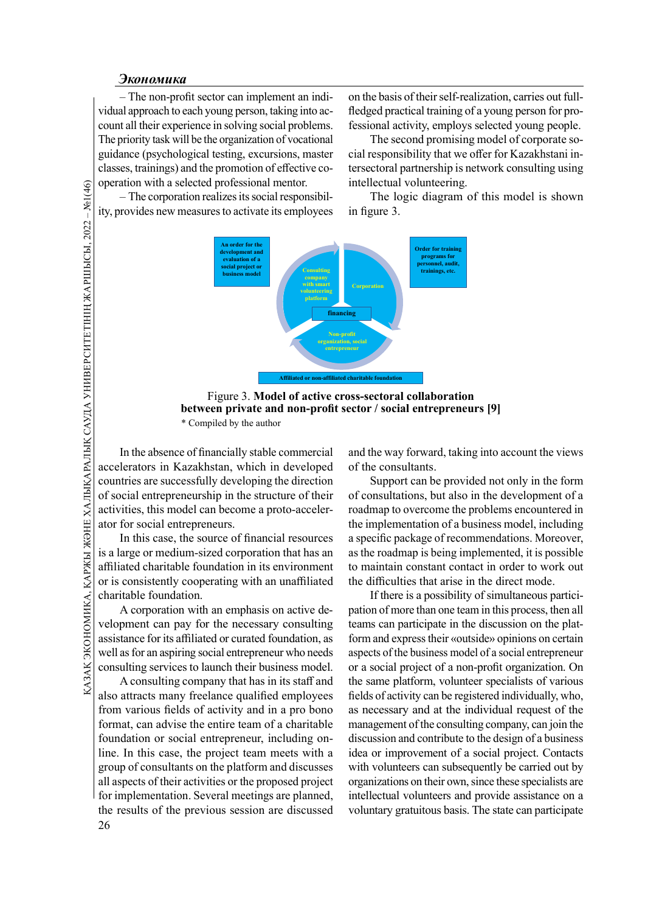– The non-profit sector can implement an individual approach to each young person, taking into account all their experience in solving social problems. The priority task will be the organization of vocational guidance (psychological testing, excursions, master classes, trainings) and the promotion of effective cooperation with a selected professional mentor.

– The corporation realizes its social responsibility, provides new measures to activate its employees on the basis of their self-realization, carries out full-fledged practical training of a young person for professional activity, employs selected young people.

The second promising model of corporate social responsibility that we offer for Kazakhstani intersectoral partnership is network consulting using intellectual volunteering.

The logic diagram of this model is shown in figure 3.

An order for the development and evaluation of a social project or business model

Consulting company with smart volunteering platform

Corporation

Order for training programs for personnel, audit, trainings, etc.

financing

Non-profit organization, social entrepreneur

Affiliated or non-affiliated charitable foundation

Figure 3. **Model of active cross-sectoral collaboration between private and non-profit sector / social entrepreneurs [9]**

\* Compiled by the author

In the absence of financially stable commercial accelerators in Kazakhstan, which in developed countries are successfully developing the direction of social entrepreneurship in the structure of their activities, this model can become a proto-accelerator for social entrepreneurs.

In this case, the source of financial resources is a large or medium-sized corporation that has an affiliated charitable foundation in its environment or is consistently cooperating with an unaffiliated charitable foundation.

A corporation with an emphasis on active development can pay for the necessary consulting assistance for its affiliated or curated foundation, as well as for an aspiring social entrepreneur who needs consulting services to launch their business model.

A consulting company that has in its staff and also attracts many freelance qualified employees from various fields of activity and in a pro bono format, can advise the entire team of a charitable foundation or social entrepreneur, including online. In this case, the project team meets with a group of consultants on the platform and discusses all aspects of their activities or the proposed project for implementation. Several meetings are planned, the results of the previous session are discussed and the way forward, taking into account the views of the consultants.

Support can be provided not only in the form of consultations, but also in the development of a roadmap to overcome the problems encountered in the implementation of a business model, including a specific package of recommendations. Moreover, as the roadmap is being implemented, it is possible to maintain constant contact in order to work out the difficulties that arise in the direct mode.

If there is a possibility of simultaneous participation of more than one team in this process, then all teams can participate in the discussion on the platform and express their «outside» opinions on certain aspects of the business model of a social entrepreneur or a social project of a non-profit organization. On the same platform, volunteer specialists of various fields of activity can be registered individually, who, as necessary and at the individual request of the management of the consulting company, can join the discussion and contribute to the design of a business idea or improvement of a social project. Contacts with volunteers can subsequently be carried out by organizations on their own, since these specialists are intellectual volunteers and provide assistance on a voluntary gratuitous basis. The state can participate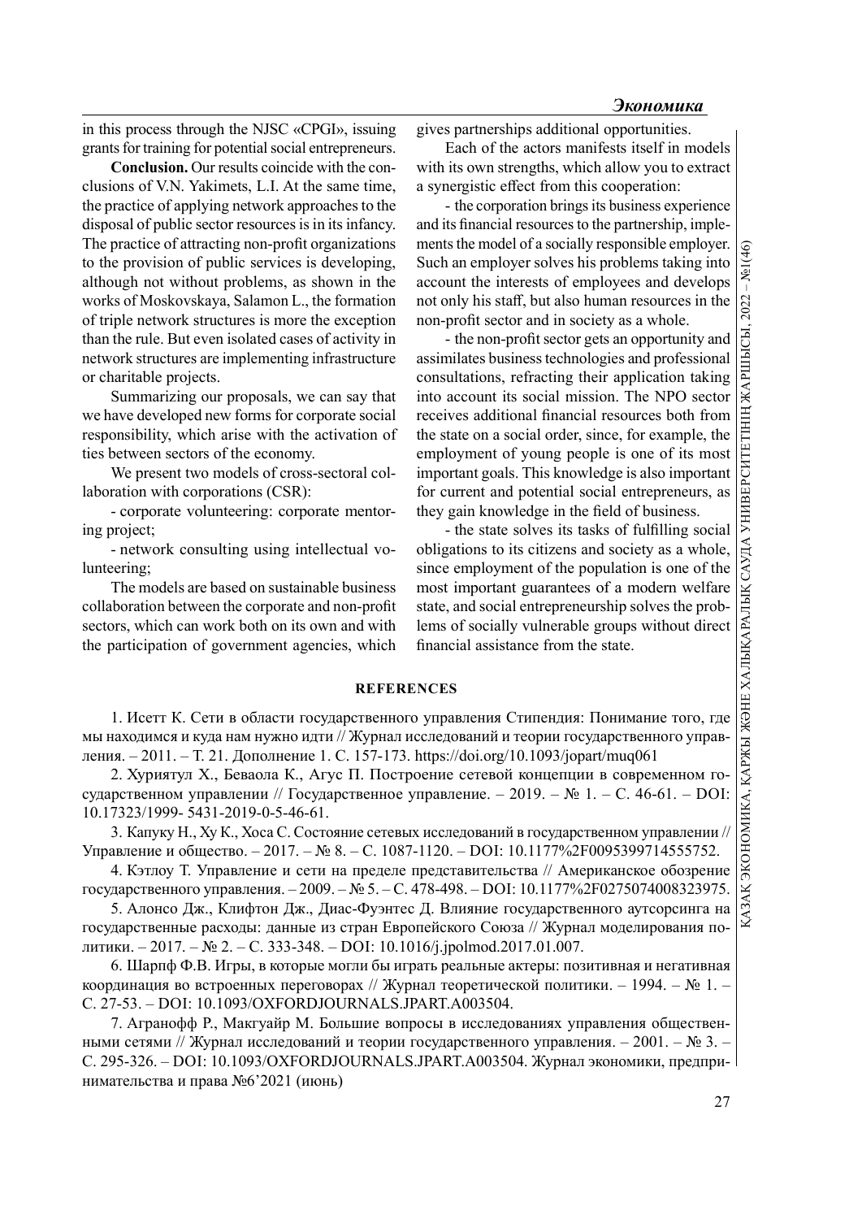in this process through the NJSC «CPGI», issuing grants for training for potential social entrepreneurs.

**Conclusion.** Our results coincide with the conclusions of V.N. Yakimets, L.I. At the same time, the practice of applying network approaches to the disposal of public sector resources is in its infancy. The practice of attracting non-profit organizations to the provision of public services is developing, although not without problems, as shown in the works of Moskovskaya, Salamon L., the formation of triple network structures is more the exception than the rule. But even isolated cases of activity in network structures are implementing infrastructure or charitable projects.

Summarizing our proposals, we can say that we have developed new forms for corporate social responsibility, which arise with the activation of ties between sectors of the economy.

We present two models of cross-sectoral collaboration with corporations (CSR):

- corporate volunteering: corporate mentoring project;
- network consulting using intellectual volunteering;

The models are based on sustainable business collaboration between the corporate and non-profit sectors, which can work both on its own and with the participation of government agencies, which gives partnerships additional opportunities.

Each of the actors manifests itself in models with its own strengths, which allow you to extract a synergistic effect from this cooperation:

- the corporation brings its business experience and its financial resources to the partnership, implements the model of a socially responsible employer. Such an employer solves his problems taking into account the interests of employees and develops not only his staff, but also human resources in the non-profit sector and in society as a whole.
- the non-profit sector gets an opportunity and assimilates business technologies and professional consultations, refracting their application taking into account its social mission. The NPO sector receives additional financial resources both from the state on a social order, since, for example, the employment of young people is one of its most important goals. This knowledge is also important for current and potential social entrepreneurs, as they gain knowledge in the field of business.
- the state solves its tasks of fulfilling social obligations to its citizens and society as a whole, since employment of the population is one of the most important guarantees of a modern welfare state, and social entrepreneurship solves the problems of socially vulnerable groups without direct financial assistance from the state.

## REFERENCES

1. Исетт К. Сети в области государственного управления Стипендия: Понимание того, где мы находимся и куда нам нужно идти // Журнал исследований и теории государственного управления. – 2011. – Т. 21. Дополнение 1. С. 157-173. https://doi.org/10.1093/jopart/muq061
2. Хуриятул Х., Беваола К., Агус П. Построение сетевой концепции в современном государственном управлении // Государственное управление. – 2019. – № 1. – С. 46-61. – DOI: 10.17323/1999- 5431-2019-0-5-46-61.
3. Капуку Н., Ху К., Хоса С. Состояние сетевых исследований в государственном управлении // Управление и общество. – 2017. – № 8. – С. 1087-1120. – DOI: 10.1177%2F0095399714555752.
4. Кэтлоу Т. Управление и сети на пределе представительства // Американское обозрение государственного управления. – 2009. – № 5. – С. 478-498. – DOI: 10.1177%2F0275074008323975.
5. Алонсо Дж., Клифтон Дж., Диас-Фуэнтес Д. Влияние государственного аутсорсинга на государственные расходы: данные из стран Европейского Союза // Журнал моделирования политики. – 2017. – № 2. – С. 333-348. – DOI: 10.1016/j.jpolmod.2017.01.007.
6. Шарпф Ф.В. Игры, в которые могли бы играть реальные актеры: позитивная и негативная координация во встроенных переговорах // Журнал теоретической политики. – 1994. – № 1. – С. 27-53. – DOI: 10.1093/OXFORDJOURNALS.JPART.A003504.
7. Агранофф Р., Макгуайр М. Большие вопросы в исследованиях управления общественными сетями // Журнал исследований и теории государственного управления. – 2001. – № 3. – С. 295-326. – DOI: 10.1093/OXFORDJOURNALS.JPART.A003504. Журнал экономики, предпринимательства и права №6'2021 (июнь)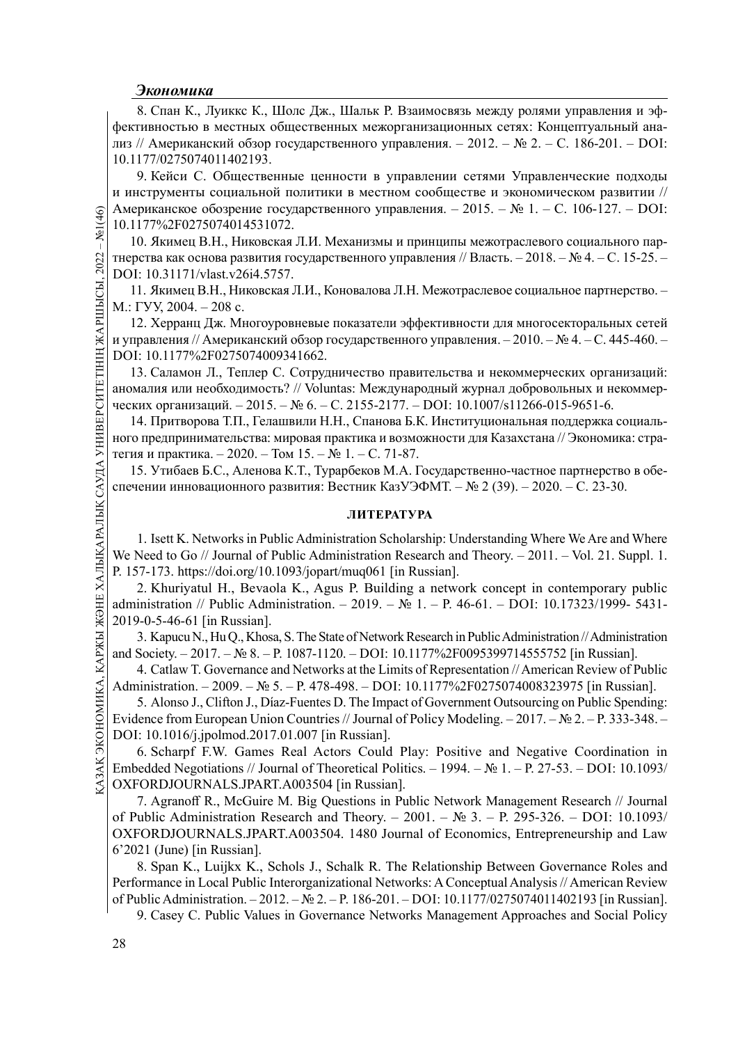8. Спан К., Луиккс К., Шолс Дж., Шальк Р. Взаимосвязь между ролями управления и эффективностью в местных общественных межорганизационных сетях: Концептуальный анализ // Американский обзор государственного управления. – 2012. – № 2. – С. 186-201. – DOI: 10.1177/0275074011402193.

9. Кейси С. Общественные ценности в управлении сетями Управленческие подходы и инструменты социальной политики в местном сообществе и экономическом развитии // Американское обозрение государственного управления. – 2015. – № 1. – С. 106-127. – DOI: 10.1177%2F0275074014531072.

10. Якимец В.Н., Никовская Л.И. Механизмы и принципы межотраслевого социального партнерства как основа развития государственного управления // Власть. – 2018. – № 4. – С. 15-25. – DOI: 10.31171/vlast.v26i4.5757.

11. Якимец В.Н., Никовская Л.И., Коновалова Л.Н. Межотраслевое социальное партнерство. – М.: ГУУ, 2004. – 208 с.

12. Херранц Дж. Многоуровневые показатели эффективности для многосекторальных сетей и управления // Американский обзор государственного управления. – 2010. – № 4. – С. 445-460. – DOI: 10.1177%2F0275074009341662.

13. Саламон Л., Теплер С. Сотрудничество правительства и некоммерческих организаций: аномалия или необходимость? // Voluntas: Международный журнал добровольных и некоммерческих организаций. – 2015. – № 6. – С. 2155-2177. – DOI: 10.1007/s11266-015-9651-6.

14. Притворова Т.П., Гелашвили Н.Н., Спанова Б.К. Институциональная поддержка социального предпринимательства: мировая практика и возможности для Казахстана // Экономика: стратегия и практика. – 2020. – Том 15. – № 1. – С. 71-87.

15. Утибаев Б.С., Аленова К.Т., Турарбеков М.А. Государственно-частное партнерство в обеспечении инновационного развития: Вестник КазУЭФМТ. – № 2 (39). – 2020. – С. 23-30.

## ЛИТЕРАТУРА

1. Isett K. Networks in Public Administration Scholarship: Understanding Where We Are and Where We Need to Go // Journal of Public Administration Research and Theory. – 2011. – Vol. 21. Suppl. 1. P. 157-173. https://doi.org/10.1093/jopart/muq061 [in Russian].

2. Khuriyatul H., Bevaola K., Agus P. Building a network concept in contemporary public administration // Public Administration. – 2019. – № 1. – P. 46-61. – DOI: 10.17323/1999- 5431-2019-0-5-46-61 [in Russian].

3. Kapucu N., Hu Q., Khosa, S. The State of Network Research in Public Administration // Administration and Society. – 2017. – № 8. – P. 1087-1120. – DOI: 10.1177%2F0095399714555752 [in Russian].

4. Catlaw T. Governance and Networks at the Limits of Representation // American Review of Public Administration. – 2009. – № 5. – P. 478-498. – DOI: 10.1177%2F0275074008323975 [in Russian].

5. Alonso J., Clifton J., Díaz-Fuentes D. The Impact of Government Outsourcing on Public Spending: Evidence from European Union Countries // Journal of Policy Modeling. – 2017. – № 2. – P. 333-348. – DOI: 10.1016/j.jpolmod.2017.01.007 [in Russian].

6. Scharpf F.W. Games Real Actors Could Play: Positive and Negative Coordination in Embedded Negotiations // Journal of Theoretical Politics. – 1994. – № 1. – P. 27-53. – DOI: 10.1093/OXFORDJOURNALS.JPART.A003504 [in Russian].

7. Agranoff R., McGuire M. Big Questions in Public Network Management Research // Journal of Public Administration Research and Theory. – 2001. – № 3. – P. 295-326. – DOI: 10.1093/OXFORDJOURNALS.JPART.A003504. 1480 Journal of Economics, Entrepreneurship and Law 6'2021 (June) [in Russian].

8. Span K., Luijkx K., Schols J., Schalk R. The Relationship Between Governance Roles and Performance in Local Public Interorganizational Networks: A Conceptual Analysis // American Review of Public Administration. – 2012. – № 2. – P. 186-201. – DOI: 10.1177/0275074011402193 [in Russian].

9. Casey C. Public Values in Governance Networks Management Approaches and Social Policy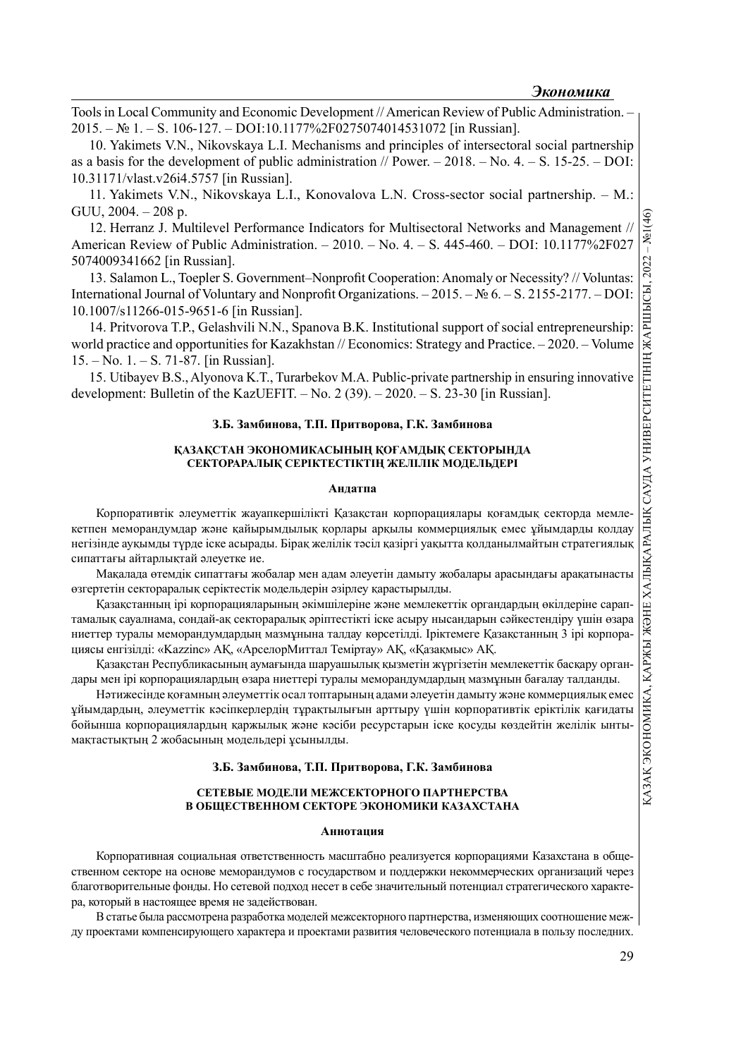Tools in Local Community and Economic Development // American Review of Public Administration. – 2015. – № 1. – S. 106-127. – DOI:10.1177%2F0275074014531072 [in Russian].

10. Yakimets V.N., Nikovskaya L.I. Mechanisms and principles of intersectoral social partnership as a basis for the development of public administration // Power. – 2018. – No. 4. – S. 15-25. – DOI: 10.31171/vlast.v26i4.5757 [in Russian].

11. Yakimets V.N., Nikovskaya L.I., Konovalova L.N. Cross-sector social partnership. – M.: GUU, 2004. – 208 p.

12. Herranz J. Multilevel Performance Indicators for Multisectoral Networks and Management // American Review of Public Administration. – 2010. – No. 4. – S. 445-460. – DOI: 10.1177%2F0275074009341662 [in Russian].

13. Salamon L., Toepler S. Government–Nonprofit Cooperation: Anomaly or Necessity? // Voluntas: International Journal of Voluntary and Nonprofit Organizations. – 2015. – № 6. – S. 2155-2177. – DOI: 10.1007/s11266-015-9651-6 [in Russian].

14. Pritvorova T.P., Gelashvili N.N., Spanova B.K. Institutional support of social entrepreneurship: world practice and opportunities for Kazakhstan // Economics: Strategy and Practice. – 2020. – Volume 15. – No. 1. – S. 71-87. [in Russian].

15. Utibayev B.S., Alyonova K.T., Turarbekov M.A. Public-private partnership in ensuring innovative development: Bulletin of the KazUEFIT. – No. 2 (39). – 2020. – S. 23-30 [in Russian].

**З.Б. Замбинова, Т.П. Притворова, Г.К. Замбинова**

### ҚАЗАҚСТАН ЭКОНОМИКАСЫНЫҢ ҚОҒАМДЫҚ СЕКТОРЫНДА СЕКТОРАРАЛЫҚ СЕРІКТЕСТІКТІҢ ЖЕЛІЛІК МОДЕЛЬДЕРІ

**Андатпа**

Корпоративтік әлеуметтік жауапкершілікті Қазақстан корпорациялары қоғамдық секторда мемлекетпен меморандумдар және қайырымдылық қорлары арқылы коммерциялық емес ұйымдарды қолдау негізінде ауқымды түрде іске асырады. Бірақ желілік тәсіл қазіргі уақытта қолданылмайтын стратегиялық сипаттағы айтарлықтай әлеуетке ие.

Мақалада өтемдік сипаттағы жобалар мен адам әлеуетін дамыту жобалары арасындағы арақатынасты өзгертетін секторлараралық серіктестік модельдерін әзірлеу қарастырылды.

Қазақстанның ірі корпорацияларының әкімшілеріне және мемлекеттік органдардың өкілдеріне сараптамалық сауалнама, сондай-ақ секторлараралық әріптестікті іске асыру нысандарын сәйкестендіру үшін өзара ниеттер туралы меморандумдардың мазмұнына талдау көрсетілді. Іріктемеге Қазақстанның 3 ірі корпорациясы енгізілді: «Kazzinc» АҚ, «АрселорМиттал Теміртау» АҚ, «Қазақмыс» АҚ.

Қазақстан Республикасының аумағында шаруашылық қызметін жүргізетін мемлекеттік басқару органдары мен ірі корпорациялардың өзара ниеттері туралы меморандумдардың мазмұнын бағалау талданды.

Нәтижесінде қоғамның әлеуметтік осал топтарының адами әлеуетін дамыту және коммерциялық емес ұйымдардың, әлеуметтік кәсіпкерлердің тұрақтылығын арттыру үшін корпоративтік еріктілік қағидаты бойынша корпорациялардың қаржылық және кәсіби ресурстарын іске қосуды көздейтін желілік ынтымақтастықтың 2 жобасының модельдері ұсынылды.

**З.Б. Замбинова, Т.П. Притворова, Г.К. Замбинова**

### СЕТЕВЫЕ МОДЕЛИ МЕЖСЕКТОРНОГО ПАРТНЕРСТВА В ОБЩЕСТВЕННОМ СЕКТОРЕ ЭКОНОМИКИ КАЗАХСТАНА

**Аннотация**

Корпоративная социальная ответственность масштабно реализуется корпорациями Казахстана в общественном секторе на основе меморандумов с государством и поддержки некоммерческих организаций через благотворительные фонды. Но сетевой подход несет в себе значительный потенциал стратегического характера, который в настоящее время не задействован.

В статье была рассмотрена разработка моделей межсекторного партнерства, изменяющих соотношение между проектами компенсирующего характера и проектами развития человеческого потенциала в пользу последних.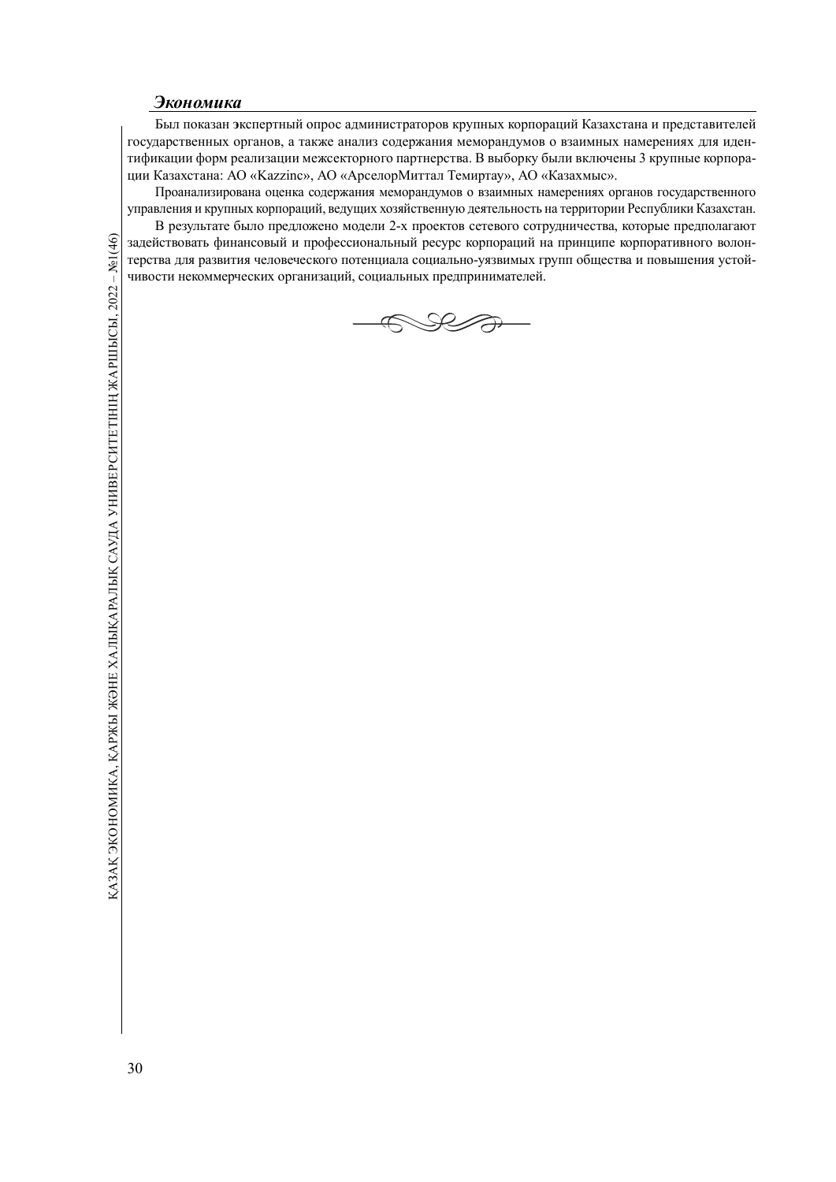Был показан экспертный опрос администраторов крупных корпораций Казахстана и представителей государственных органов, а также анализ содержания меморандумов о взаимных намерениях для идентификации форм реализации межсекторного партнерства. В выборку были включены 3 крупные корпорации Казахстана: АО «Kazzinc», АО «АрселорМиттал Темиртау», АО «Казахмыс».

Проанализирована оценка содержания меморандумов о взаимных намерениях органов государственного управления и крупных корпораций, ведущих хозяйственную деятельность на территории Республики Казахстан.

В результате было предложено модели 2-х проектов сетевого сотрудничества, которые предполагают задействовать финансовый и профессиональный ресурс корпораций на принципе корпоративного волонтерства для развития человеческого потенциала социально-уязвимых групп общества и повышения устойчивости некоммерческих организаций, социальных предпринимателей.